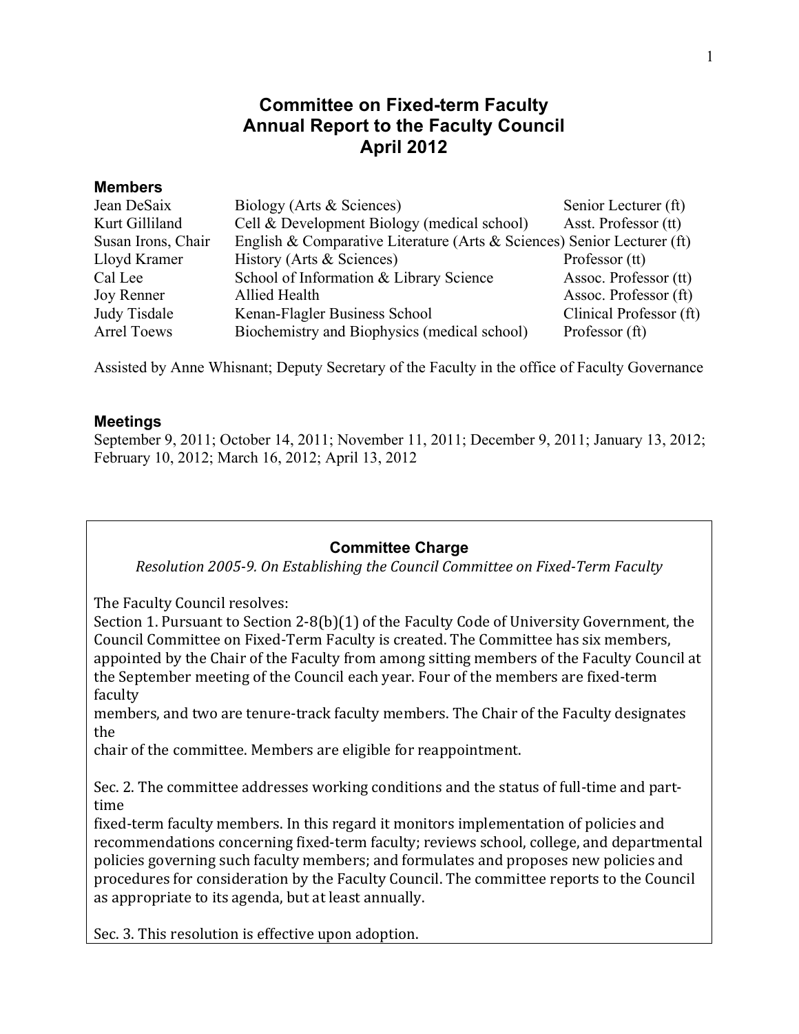# Committee on Fixed-term Faculty
# Annual Report to the Faculty Council
# April 2012

## Members

| | | |
|---|---|---|
| Jean DeSaix | Biology (Arts & Sciences) | Senior Lecturer (ft) |
| Kurt Gilliland | Cell & Development Biology (medical school) | Asst. Professor (tt) |
| Susan Irons, Chair | English & Comparative Literature (Arts & Sciences) | Senior Lecturer (ft) |
| Lloyd Kramer | History (Arts & Sciences) | Professor (tt) |
| Cal Lee | School of Information & Library Science | Assoc. Professor (tt) |
| Joy Renner | Allied Health | Assoc. Professor (ft) |
| Judy Tisdale | Kenan-Flagler Business School | Clinical Professor (ft) |
| Arrel Toews | Biochemistry and Biophysics (medical school) | Professor (ft) |

Assisted by Anne Whisnant; Deputy Secretary of the Faculty in the office of Faculty Governance

## Meetings

September 9, 2011; October 14, 2011; November 11, 2011; December 9, 2011; January 13, 2012; February 10, 2012; March 16, 2012; April 13, 2012

### Committee Charge

*Resolution 2005-9. On Establishing the Council Committee on Fixed-Term Faculty*

The Faculty Council resolves:
Section 1. Pursuant to Section 2-8(b)(1) of the Faculty Code of University Government, the Council Committee on Fixed-Term Faculty is created. The Committee has six members, appointed by the Chair of the Faculty from among sitting members of the Faculty Council at the September meeting of the Council each year. Four of the members are fixed-term faculty members, and two are tenure-track faculty members. The Chair of the Faculty designates the chair of the committee. Members are eligible for reappointment.

Sec. 2. The committee addresses working conditions and the status of full-time and part-time fixed-term faculty members. In this regard it monitors implementation of policies and recommendations concerning fixed-term faculty; reviews school, college, and departmental policies governing such faculty members; and formulates and proposes new policies and procedures for consideration by the Faculty Council. The committee reports to the Council as appropriate to its agenda, but at least annually.

Sec. 3. This resolution is effective upon adoption.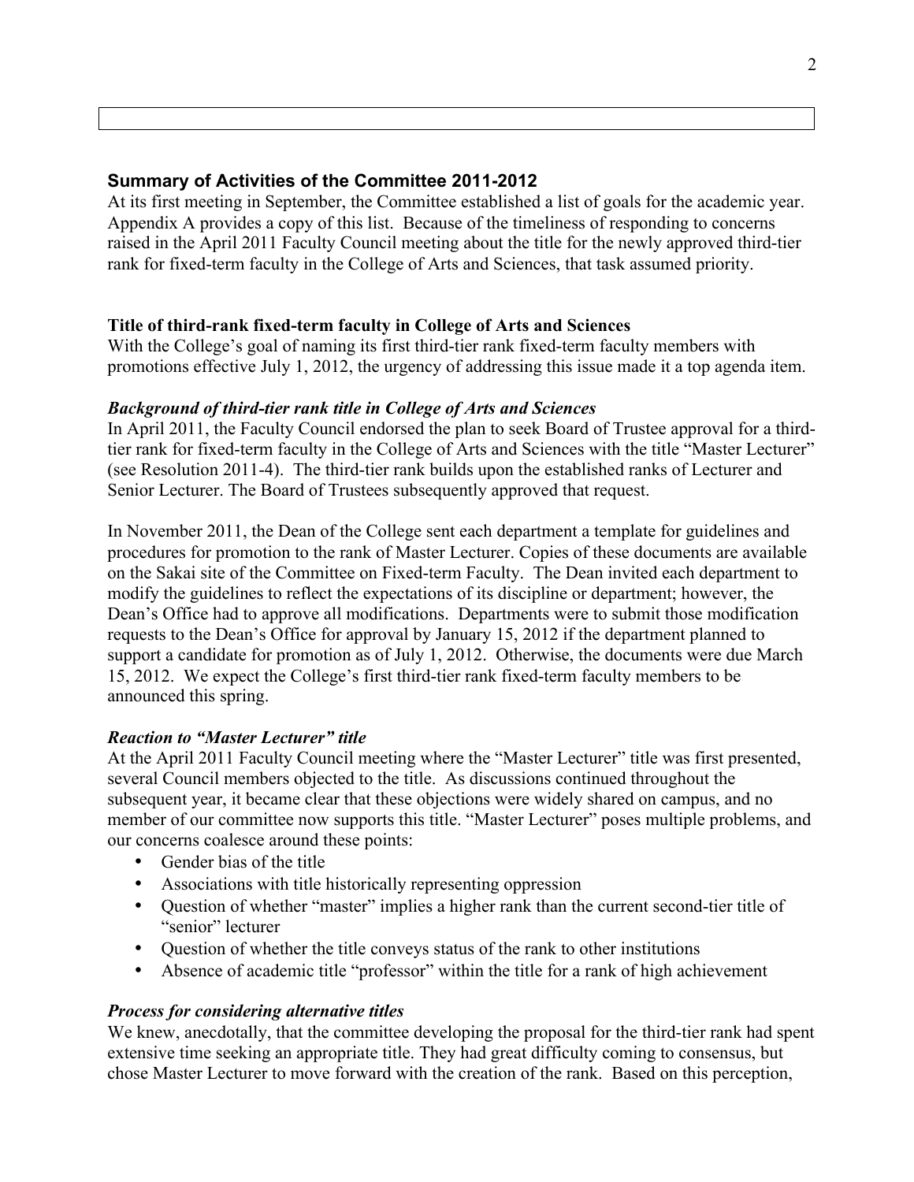## Summary of Activities of the Committee 2011-2012

At its first meeting in September, the Committee established a list of goals for the academic year. Appendix A provides a copy of this list. Because of the timeliness of responding to concerns raised in the April 2011 Faculty Council meeting about the title for the newly approved third-tier rank for fixed-term faculty in the College of Arts and Sciences, that task assumed priority.

### Title of third-rank fixed-term faculty in College of Arts and Sciences

With the College's goal of naming its first third-tier rank fixed-term faculty members with promotions effective July 1, 2012, the urgency of addressing this issue made it a top agenda item.

#### *Background of third-tier rank title in College of Arts and Sciences*

In April 2011, the Faculty Council endorsed the plan to seek Board of Trustee approval for a third-tier rank for fixed-term faculty in the College of Arts and Sciences with the title "Master Lecturer" (see Resolution 2011-4). The third-tier rank builds upon the established ranks of Lecturer and Senior Lecturer. The Board of Trustees subsequently approved that request.

In November 2011, the Dean of the College sent each department a template for guidelines and procedures for promotion to the rank of Master Lecturer. Copies of these documents are available on the Sakai site of the Committee on Fixed-term Faculty. The Dean invited each department to modify the guidelines to reflect the expectations of its discipline or department; however, the Dean's Office had to approve all modifications. Departments were to submit those modification requests to the Dean's Office for approval by January 15, 2012 if the department planned to support a candidate for promotion as of July 1, 2012. Otherwise, the documents were due March 15, 2012. We expect the College's first third-tier rank fixed-term faculty members to be announced this spring.

#### *Reaction to "Master Lecturer" title*

At the April 2011 Faculty Council meeting where the "Master Lecturer" title was first presented, several Council members objected to the title. As discussions continued throughout the subsequent year, it became clear that these objections were widely shared on campus, and no member of our committee now supports this title. "Master Lecturer" poses multiple problems, and our concerns coalesce around these points:

- Gender bias of the title
- Associations with title historically representing oppression
- Question of whether "master" implies a higher rank than the current second-tier title of "senior" lecturer
- Question of whether the title conveys status of the rank to other institutions
- Absence of academic title "professor" within the title for a rank of high achievement

#### *Process for considering alternative titles*

We knew, anecdotally, that the committee developing the proposal for the third-tier rank had spent extensive time seeking an appropriate title. They had great difficulty coming to consensus, but chose Master Lecturer to move forward with the creation of the rank. Based on this perception,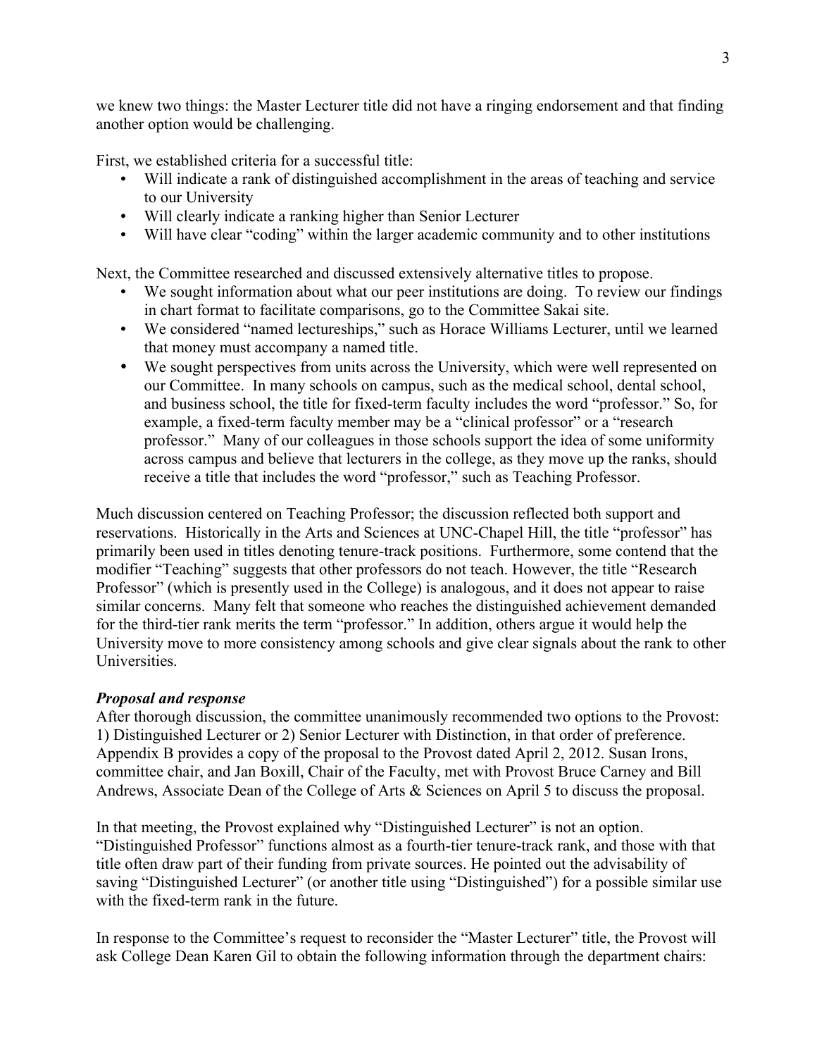we knew two things: the Master Lecturer title did not have a ringing endorsement and that finding another option would be challenging.

First, we established criteria for a successful title:

- Will indicate a rank of distinguished accomplishment in the areas of teaching and service to our University
- Will clearly indicate a ranking higher than Senior Lecturer
- Will have clear "coding" within the larger academic community and to other institutions

Next, the Committee researched and discussed extensively alternative titles to propose.

- We sought information about what our peer institutions are doing. To review our findings in chart format to facilitate comparisons, go to the Committee Sakai site.
- We considered "named lectureships," such as Horace Williams Lecturer, until we learned that money must accompany a named title.
- We sought perspectives from units across the University, which were well represented on our Committee. In many schools on campus, such as the medical school, dental school, and business school, the title for fixed-term faculty includes the word "professor." So, for example, a fixed-term faculty member may be a "clinical professor" or a "research professor." Many of our colleagues in those schools support the idea of some uniformity across campus and believe that lecturers in the college, as they move up the ranks, should receive a title that includes the word "professor," such as Teaching Professor.

Much discussion centered on Teaching Professor; the discussion reflected both support and reservations. Historically in the Arts and Sciences at UNC-Chapel Hill, the title "professor" has primarily been used in titles denoting tenure-track positions. Furthermore, some contend that the modifier "Teaching" suggests that other professors do not teach. However, the title "Research Professor" (which is presently used in the College) is analogous, and it does not appear to raise similar concerns. Many felt that someone who reaches the distinguished achievement demanded for the third-tier rank merits the term "professor." In addition, others argue it would help the University move to more consistency among schools and give clear signals about the rank to other Universities.

***Proposal and response***

After thorough discussion, the committee unanimously recommended two options to the Provost: 1) Distinguished Lecturer or 2) Senior Lecturer with Distinction, in that order of preference. Appendix B provides a copy of the proposal to the Provost dated April 2, 2012. Susan Irons, committee chair, and Jan Boxill, Chair of the Faculty, met with Provost Bruce Carney and Bill Andrews, Associate Dean of the College of Arts & Sciences on April 5 to discuss the proposal.

In that meeting, the Provost explained why "Distinguished Lecturer" is not an option. "Distinguished Professor" functions almost as a fourth-tier tenure-track rank, and those with that title often draw part of their funding from private sources. He pointed out the advisability of saving "Distinguished Lecturer" (or another title using "Distinguished") for a possible similar use with the fixed-term rank in the future.

In response to the Committee's request to reconsider the "Master Lecturer" title, the Provost will ask College Dean Karen Gil to obtain the following information through the department chairs: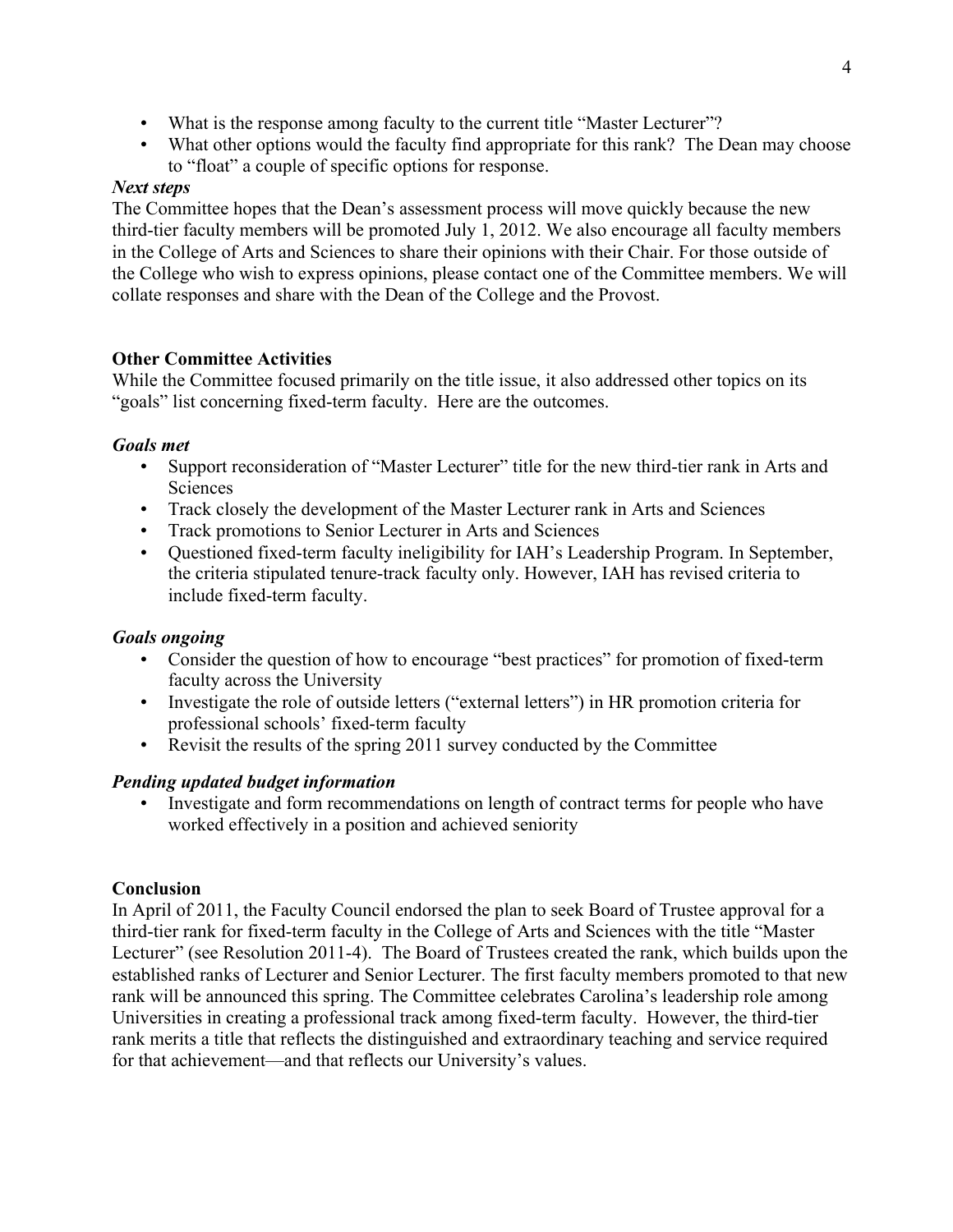- What is the response among faculty to the current title "Master Lecturer"?
- What other options would the faculty find appropriate for this rank? The Dean may choose to "float" a couple of specific options for response.

***Next steps***

The Committee hopes that the Dean's assessment process will move quickly because the new third-tier faculty members will be promoted July 1, 2012. We also encourage all faculty members in the College of Arts and Sciences to share their opinions with their Chair. For those outside of the College who wish to express opinions, please contact one of the Committee members. We will collate responses and share with the Dean of the College and the Provost.

**Other Committee Activities**

While the Committee focused primarily on the title issue, it also addressed other topics on its "goals" list concerning fixed-term faculty. Here are the outcomes.

***Goals met***

- Support reconsideration of "Master Lecturer" title for the new third-tier rank in Arts and Sciences
- Track closely the development of the Master Lecturer rank in Arts and Sciences
- Track promotions to Senior Lecturer in Arts and Sciences
- Questioned fixed-term faculty ineligibility for IAH's Leadership Program. In September, the criteria stipulated tenure-track faculty only. However, IAH has revised criteria to include fixed-term faculty.

***Goals ongoing***

- Consider the question of how to encourage "best practices" for promotion of fixed-term faculty across the University
- Investigate the role of outside letters ("external letters") in HR promotion criteria for professional schools' fixed-term faculty
- Revisit the results of the spring 2011 survey conducted by the Committee

***Pending updated budget information***

- Investigate and form recommendations on length of contract terms for people who have worked effectively in a position and achieved seniority

**Conclusion**

In April of 2011, the Faculty Council endorsed the plan to seek Board of Trustee approval for a third-tier rank for fixed-term faculty in the College of Arts and Sciences with the title "Master Lecturer" (see Resolution 2011-4). The Board of Trustees created the rank, which builds upon the established ranks of Lecturer and Senior Lecturer. The first faculty members promoted to that new rank will be announced this spring. The Committee celebrates Carolina's leadership role among Universities in creating a professional track among fixed-term faculty. However, the third-tier rank merits a title that reflects the distinguished and extraordinary teaching and service required for that achievement—and that reflects our University's values.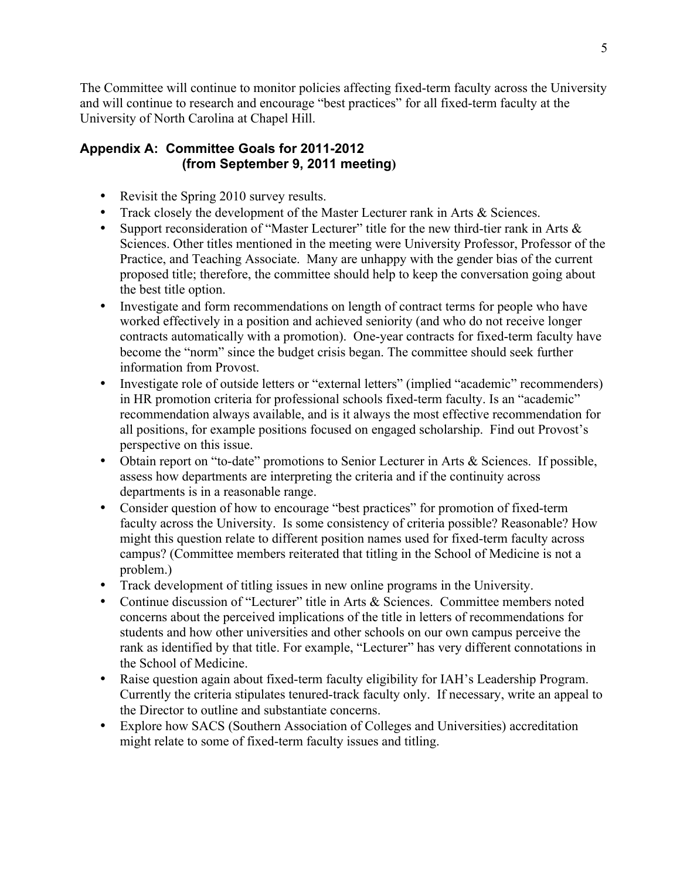The Committee will continue to monitor policies affecting fixed-term faculty across the University and will continue to research and encourage "best practices" for all fixed-term faculty at the University of North Carolina at Chapel Hill.

## Appendix A: Committee Goals for 2011-2012 (from September 9, 2011 meeting)

- Revisit the Spring 2010 survey results.
- Track closely the development of the Master Lecturer rank in Arts & Sciences.
- Support reconsideration of "Master Lecturer" title for the new third-tier rank in Arts & Sciences. Other titles mentioned in the meeting were University Professor, Professor of the Practice, and Teaching Associate. Many are unhappy with the gender bias of the current proposed title; therefore, the committee should help to keep the conversation going about the best title option.
- Investigate and form recommendations on length of contract terms for people who have worked effectively in a position and achieved seniority (and who do not receive longer contracts automatically with a promotion). One-year contracts for fixed-term faculty have become the "norm" since the budget crisis began. The committee should seek further information from Provost.
- Investigate role of outside letters or "external letters" (implied "academic" recommenders) in HR promotion criteria for professional schools fixed-term faculty. Is an "academic" recommendation always available, and is it always the most effective recommendation for all positions, for example positions focused on engaged scholarship. Find out Provost's perspective on this issue.
- Obtain report on "to-date" promotions to Senior Lecturer in Arts & Sciences. If possible, assess how departments are interpreting the criteria and if the continuity across departments is in a reasonable range.
- Consider question of how to encourage "best practices" for promotion of fixed-term faculty across the University. Is some consistency of criteria possible? Reasonable? How might this question relate to different position names used for fixed-term faculty across campus? (Committee members reiterated that titling in the School of Medicine is not a problem.)
- Track development of titling issues in new online programs in the University.
- Continue discussion of "Lecturer" title in Arts & Sciences. Committee members noted concerns about the perceived implications of the title in letters of recommendations for students and how other universities and other schools on our own campus perceive the rank as identified by that title. For example, "Lecturer" has very different connotations in the School of Medicine.
- Raise question again about fixed-term faculty eligibility for IAH's Leadership Program. Currently the criteria stipulates tenured-track faculty only. If necessary, write an appeal to the Director to outline and substantiate concerns.
- Explore how SACS (Southern Association of Colleges and Universities) accreditation might relate to some of fixed-term faculty issues and titling.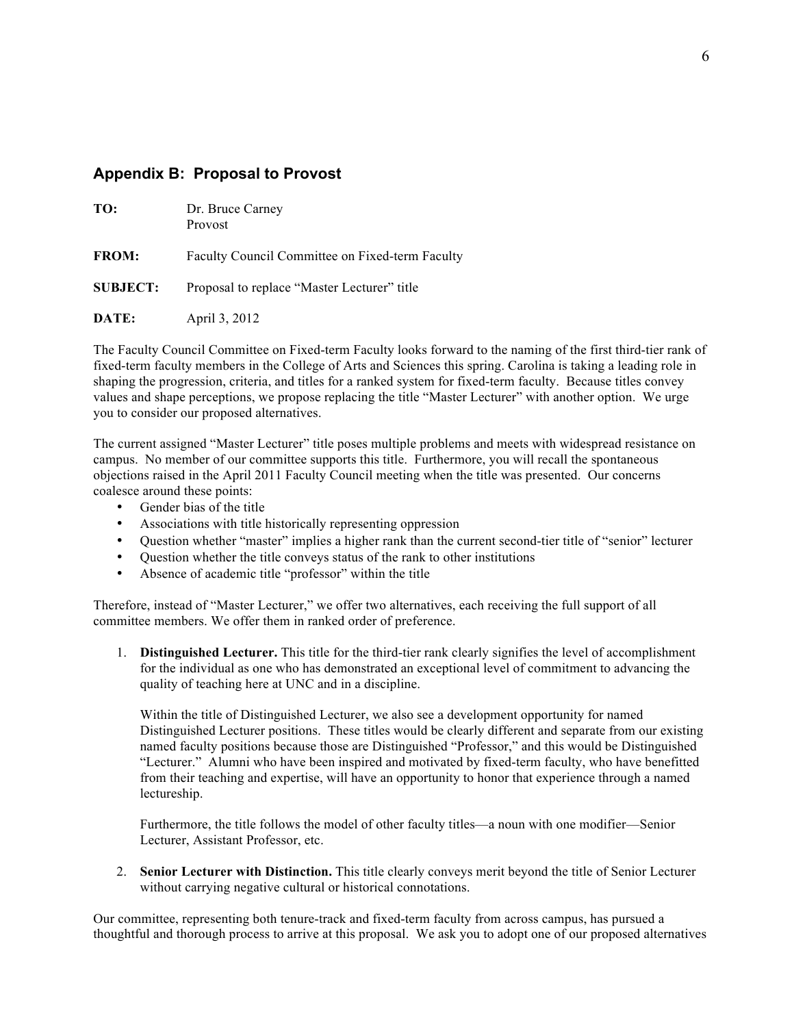## Appendix B: Proposal to Provost

**TO:** Dr. Bruce Carney
Provost

**FROM:** Faculty Council Committee on Fixed-term Faculty

**SUBJECT:** Proposal to replace "Master Lecturer" title

**DATE:** April 3, 2012

The Faculty Council Committee on Fixed-term Faculty looks forward to the naming of the first third-tier rank of fixed-term faculty members in the College of Arts and Sciences this spring. Carolina is taking a leading role in shaping the progression, criteria, and titles for a ranked system for fixed-term faculty. Because titles convey values and shape perceptions, we propose replacing the title "Master Lecturer" with another option. We urge you to consider our proposed alternatives.

The current assigned "Master Lecturer" title poses multiple problems and meets with widespread resistance on campus. No member of our committee supports this title. Furthermore, you will recall the spontaneous objections raised in the April 2011 Faculty Council meeting when the title was presented. Our concerns coalesce around these points:

- Gender bias of the title
- Associations with title historically representing oppression
- Question whether "master" implies a higher rank than the current second-tier title of "senior" lecturer
- Question whether the title conveys status of the rank to other institutions
- Absence of academic title "professor" within the title

Therefore, instead of "Master Lecturer," we offer two alternatives, each receiving the full support of all committee members. We offer them in ranked order of preference.

1. **Distinguished Lecturer.** This title for the third-tier rank clearly signifies the level of accomplishment for the individual as one who has demonstrated an exceptional level of commitment to advancing the quality of teaching here at UNC and in a discipline.

   Within the title of Distinguished Lecturer, we also see a development opportunity for named Distinguished Lecturer positions. These titles would be clearly different and separate from our existing named faculty positions because those are Distinguished "Professor," and this would be Distinguished "Lecturer." Alumni who have been inspired and motivated by fixed-term faculty, who have benefitted from their teaching and expertise, will have an opportunity to honor that experience through a named lectureship.

   Furthermore, the title follows the model of other faculty titles—a noun with one modifier—Senior Lecturer, Assistant Professor, etc.

2. **Senior Lecturer with Distinction.** This title clearly conveys merit beyond the title of Senior Lecturer without carrying negative cultural or historical connotations.

Our committee, representing both tenure-track and fixed-term faculty from across campus, has pursued a thoughtful and thorough process to arrive at this proposal. We ask you to adopt one of our proposed alternatives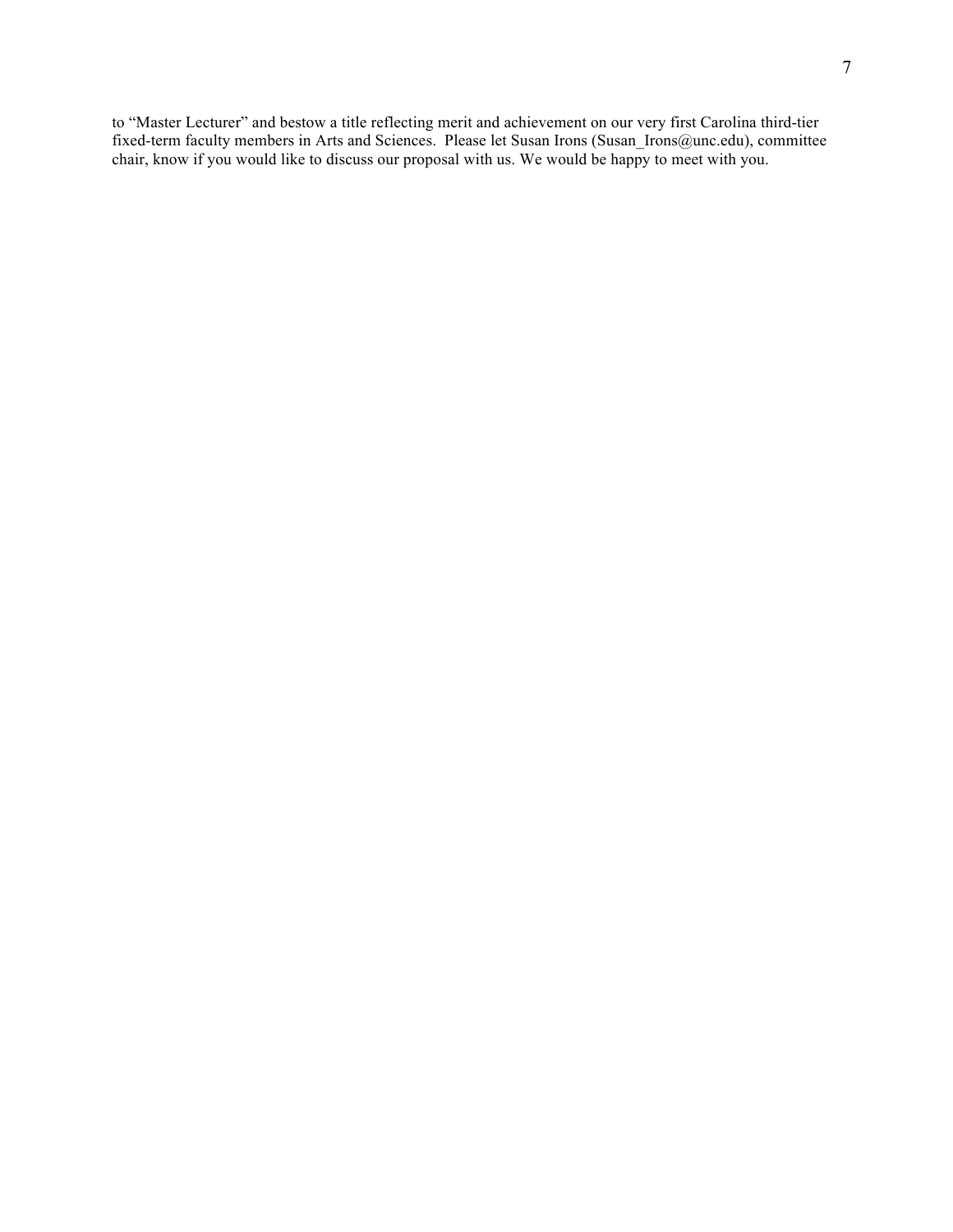to "Master Lecturer" and bestow a title reflecting merit and achievement on our very first Carolina third-tier fixed-term faculty members in Arts and Sciences. Please let Susan Irons (Susan_Irons@unc.edu), committee chair, know if you would like to discuss our proposal with us. We would be happy to meet with you.